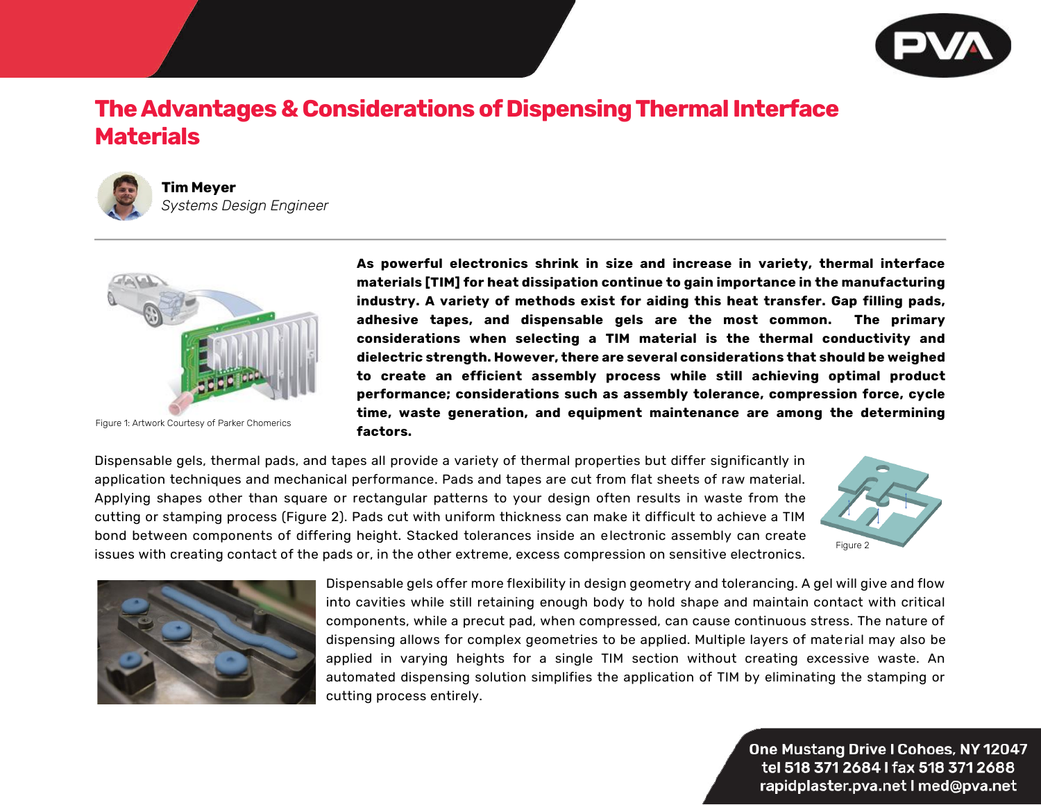# The Advantages & Considerations of Dispensing Thermal Interface Materials

**Tim Meyer**
*Systems Design Engineer*

Figure 1: Artwork Courtesy of Parker Chomerics

**As powerful electronics shrink in size and increase in variety, thermal interface materials [TIM] for heat dissipation continue to gain importance in the manufacturing industry. A variety of methods exist for aiding this heat transfer. Gap filling pads, adhesive tapes, and dispensable gels are the most common. The primary considerations when selecting a TIM material is the thermal conductivity and dielectric strength. However, there are several considerations that should be weighed to create an efficient assembly process while still achieving optimal product performance; considerations such as assembly tolerance, compression force, cycle time, waste generation, and equipment maintenance are among the determining factors.**

Dispensable gels, thermal pads, and tapes all provide a variety of thermal properties but differ significantly in application techniques and mechanical performance. Pads and tapes are cut from flat sheets of raw material. Applying shapes other than square or rectangular patterns to your design often results in waste from the cutting or stamping process (Figure 2). Pads cut with uniform thickness can make it difficult to achieve a TIM bond between components of differing height. Stacked tolerances inside an electronic assembly can create issues with creating contact of the pads or, in the other extreme, excess compression on sensitive electronics.

Figure 2

Dispensable gels offer more flexibility in design geometry and tolerancing. A gel will give and flow into cavities while still retaining enough body to hold shape and maintain contact with critical components, while a precut pad, when compressed, can cause continuous stress. The nature of dispensing allows for complex geometries to be applied. Multiple layers of material may also be applied in varying heights for a single TIM section without creating excessive waste. An automated dispensing solution simplifies the application of TIM by eliminating the stamping or cutting process entirely.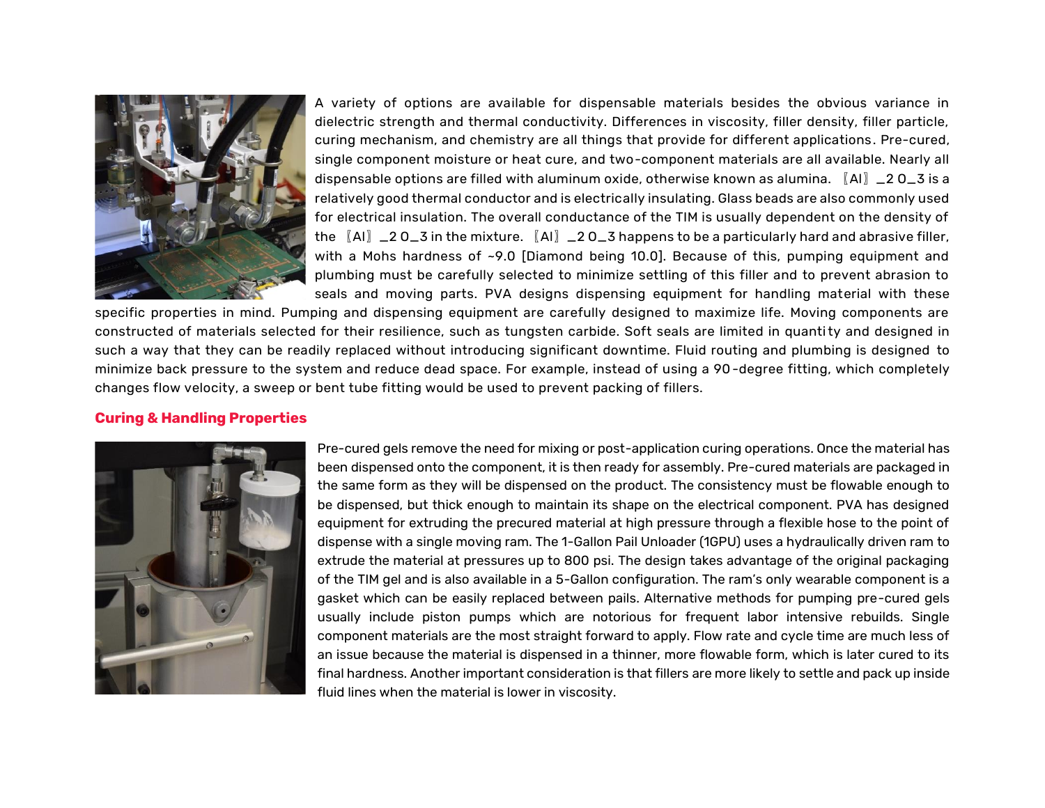A variety of options are available for dispensable materials besides the obvious variance in dielectric strength and thermal conductivity. Differences in viscosity, filler density, filler particle, curing mechanism, and chemistry are all things that provide for different applications. Pre-cured, single component moisture or heat cure, and two-component materials are all available. Nearly all dispensable options are filled with aluminum oxide, otherwise known as alumina. $Al_2O_3$ is a relatively good thermal conductor and is electrically insulating. Glass beads are also commonly used for electrical insulation. The overall conductance of the TIM is usually dependent on the density of the $Al_2O_3$ in the mixture. $Al_2O_3$ happens to be a particularly hard and abrasive filler, with a Mohs hardness of ~9.0 [Diamond being 10.0]. Because of this, pumping equipment and plumbing must be carefully selected to minimize settling of this filler and to prevent abrasion to seals and moving parts. PVA designs dispensing equipment for handling material with these specific properties in mind. Pumping and dispensing equipment are carefully designed to maximize life. Moving components are constructed of materials selected for their resilience, such as tungsten carbide. Soft seals are limited in quantity and designed in such a way that they can be readily replaced without introducing significant downtime. Fluid routing and plumbing is designed to minimize back pressure to the system and reduce dead space. For example, instead of using a 90-degree fitting, which completely changes flow velocity, a sweep or bent tube fitting would be used to prevent packing of fillers.

## Curing & Handling Properties

Pre-cured gels remove the need for mixing or post-application curing operations. Once the material has been dispensed onto the component, it is then ready for assembly. Pre-cured materials are packaged in the same form as they will be dispensed on the product. The consistency must be flowable enough to be dispensed, but thick enough to maintain its shape on the electrical component. PVA has designed equipment for extruding the precured material at high pressure through a flexible hose to the point of dispense with a single moving ram. The 1-Gallon Pail Unloader (1GPU) uses a hydraulically driven ram to extrude the material at pressures up to 800 psi. The design takes advantage of the original packaging of the TIM gel and is also available in a 5-Gallon configuration. The ram's only wearable component is a gasket which can be easily replaced between pails. Alternative methods for pumping pre-cured gels usually include piston pumps which are notorious for frequent labor intensive rebuilds. Single component materials are the most straight forward to apply. Flow rate and cycle time are much less of an issue because the material is dispensed in a thinner, more flowable form, which is later cured to its final hardness. Another important consideration is that fillers are more likely to settle and pack up inside fluid lines when the material is lower in viscosity.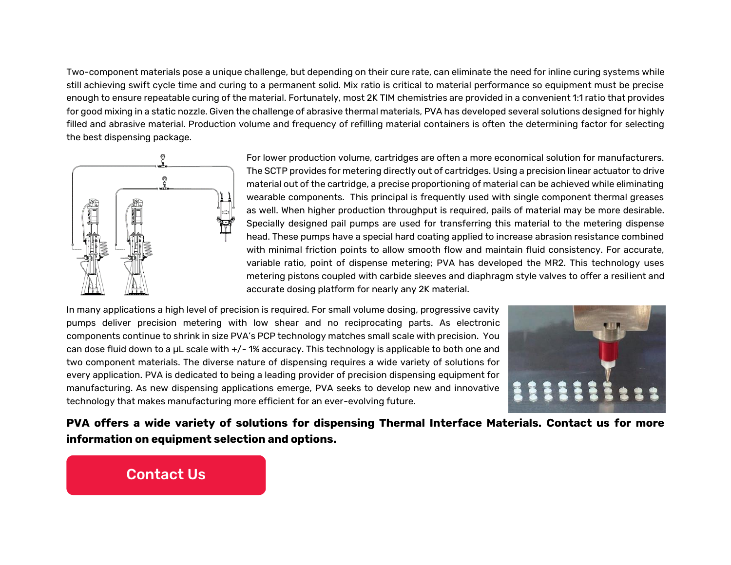Two-component materials pose a unique challenge, but depending on their cure rate, can eliminate the need for inline curing systems while still achieving swift cycle time and curing to a permanent solid. Mix ratio is critical to material performance so equipment must be precise enough to ensure repeatable curing of the material. Fortunately, most 2K TIM chemistries are provided in a convenient 1:1 ratio that provides for good mixing in a static nozzle. Given the challenge of abrasive thermal materials, PVA has developed several solutions designed for highly filled and abrasive material. Production volume and frequency of refilling material containers is often the determining factor for selecting the best dispensing package.

For lower production volume, cartridges are often a more economical solution for manufacturers. The SCTP provides for metering directly out of cartridges. Using a precision linear actuator to drive material out of the cartridge, a precise proportioning of material can be achieved while eliminating wearable components. This principal is frequently used with single component thermal greases as well. When higher production throughput is required, pails of material may be more desirable. Specially designed pail pumps are used for transferring this material to the metering dispense head. These pumps have a special hard coating applied to increase abrasion resistance combined with minimal friction points to allow smooth flow and maintain fluid consistency. For accurate, variable ratio, point of dispense metering; PVA has developed the MR2. This technology uses metering pistons coupled with carbide sleeves and diaphragm style valves to offer a resilient and accurate dosing platform for nearly any 2K material.

In many applications a high level of precision is required. For small volume dosing, progressive cavity pumps deliver precision metering with low shear and no reciprocating parts. As electronic components continue to shrink in size PVA's PCP technology matches small scale with precision. You can dose fluid down to a μL scale with +/- 1% accuracy. This technology is applicable to both one and two component materials. The diverse nature of dispensing requires a wide variety of solutions for every application. PVA is dedicated to being a leading provider of precision dispensing equipment for manufacturing. As new dispensing applications emerge, PVA seeks to develop new and innovative technology that makes manufacturing more efficient for an ever-evolving future.

**PVA offers a wide variety of solutions for dispensing Thermal Interface Materials. Contact us for more information on equipment selection and options.**

Contact Us